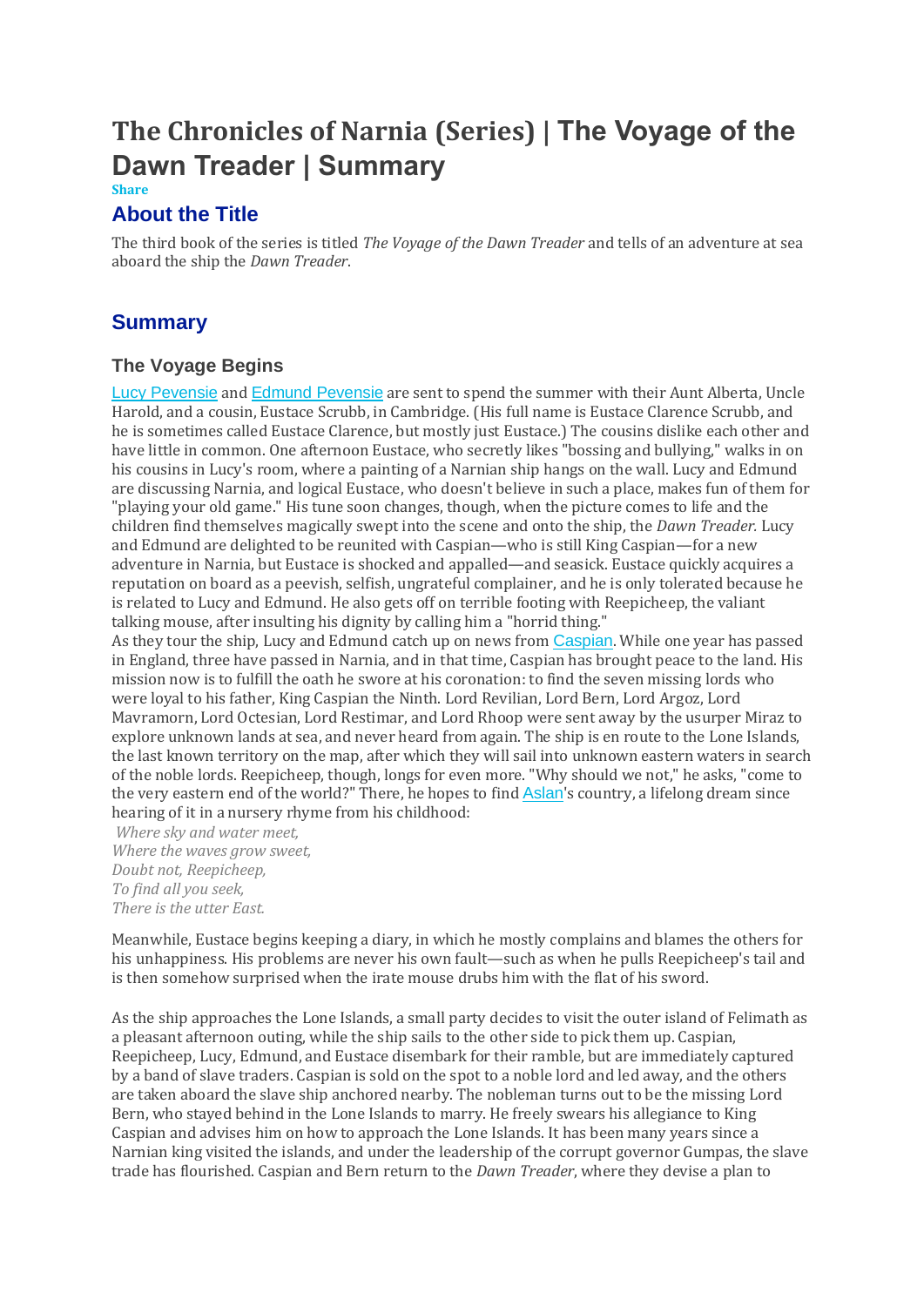# The Chronicles of Narnia (Series) | The Voyage of the Dawn Treader | Summary

Share

## About the Title

The third book of the series is titled *The Voyage of the Dawn Treader* and tells of an adventure at sea aboard the ship the *Dawn Treader*.

## Summary

### The Voyage Begins

Lucy Pevensie and Edmund Pevensie are sent to spend the summer with their Aunt Alberta, Uncle Harold, and a cousin, Eustace Scrubb, in Cambridge. (His full name is Eustace Clarence Scrubb, and he is sometimes called Eustace Clarence, but mostly just Eustace.) The cousins dislike each other and have little in common. One afternoon Eustace, who secretly likes "bossing and bullying," walks in on his cousins in Lucy's room, where a painting of a Narnian ship hangs on the wall. Lucy and Edmund are discussing Narnia, and logical Eustace, who doesn't believe in such a place, makes fun of them for "playing your old game." His tune soon changes, though, when the picture comes to life and the children find themselves magically swept into the scene and onto the ship, the *Dawn Treader*. Lucy and Edmund are delighted to be reunited with Caspian—who is still King Caspian—for a new adventure in Narnia, but Eustace is shocked and appalled—and seasick. Eustace quickly acquires a reputation on board as a peevish, selfish, ungrateful complainer, and he is only tolerated because he is related to Lucy and Edmund. He also gets off on terrible footing with Reepicheep, the valiant talking mouse, after insulting his dignity by calling him a "horrid thing."

As they tour the ship, Lucy and Edmund catch up on news from Caspian. While one year has passed in England, three have passed in Narnia, and in that time, Caspian has brought peace to the land. His mission now is to fulfill the oath he swore at his coronation: to find the seven missing lords who were loyal to his father, King Caspian the Ninth. Lord Revilian, Lord Bern, Lord Argoz, Lord Mavramorn, Lord Octesian, Lord Restimar, and Lord Rhoop were sent away by the usurper Miraz to explore unknown lands at sea, and never heard from again. The ship is en route to the Lone Islands, the last known territory on the map, after which they will sail into unknown eastern waters in search of the noble lords. Reepicheep, though, longs for even more. "Why should we not," he asks, "come to the very eastern end of the world?" There, he hopes to find Aslan's country, a lifelong dream since hearing of it in a nursery rhyme from his childhood:

*Where sky and water meet,*
*Where the waves grow sweet,*
*Doubt not, Reepicheep,*
*To find all you seek,*
*There is the utter East.*

Meanwhile, Eustace begins keeping a diary, in which he mostly complains and blames the others for his unhappiness. His problems are never his own fault—such as when he pulls Reepicheep's tail and is then somehow surprised when the irate mouse drubs him with the flat of his sword.

As the ship approaches the Lone Islands, a small party decides to visit the outer island of Felimath as a pleasant afternoon outing, while the ship sails to the other side to pick them up. Caspian, Reepicheep, Lucy, Edmund, and Eustace disembark for their ramble, but are immediately captured by a band of slave traders. Caspian is sold on the spot to a noble lord and led away, and the others are taken aboard the slave ship anchored nearby. The nobleman turns out to be the missing Lord Bern, who stayed behind in the Lone Islands to marry. He freely swears his allegiance to King Caspian and advises him on how to approach the Lone Islands. It has been many years since a Narnian king visited the islands, and under the leadership of the corrupt governor Gumpas, the slave trade has flourished. Caspian and Bern return to the *Dawn Treader*, where they devise a plan to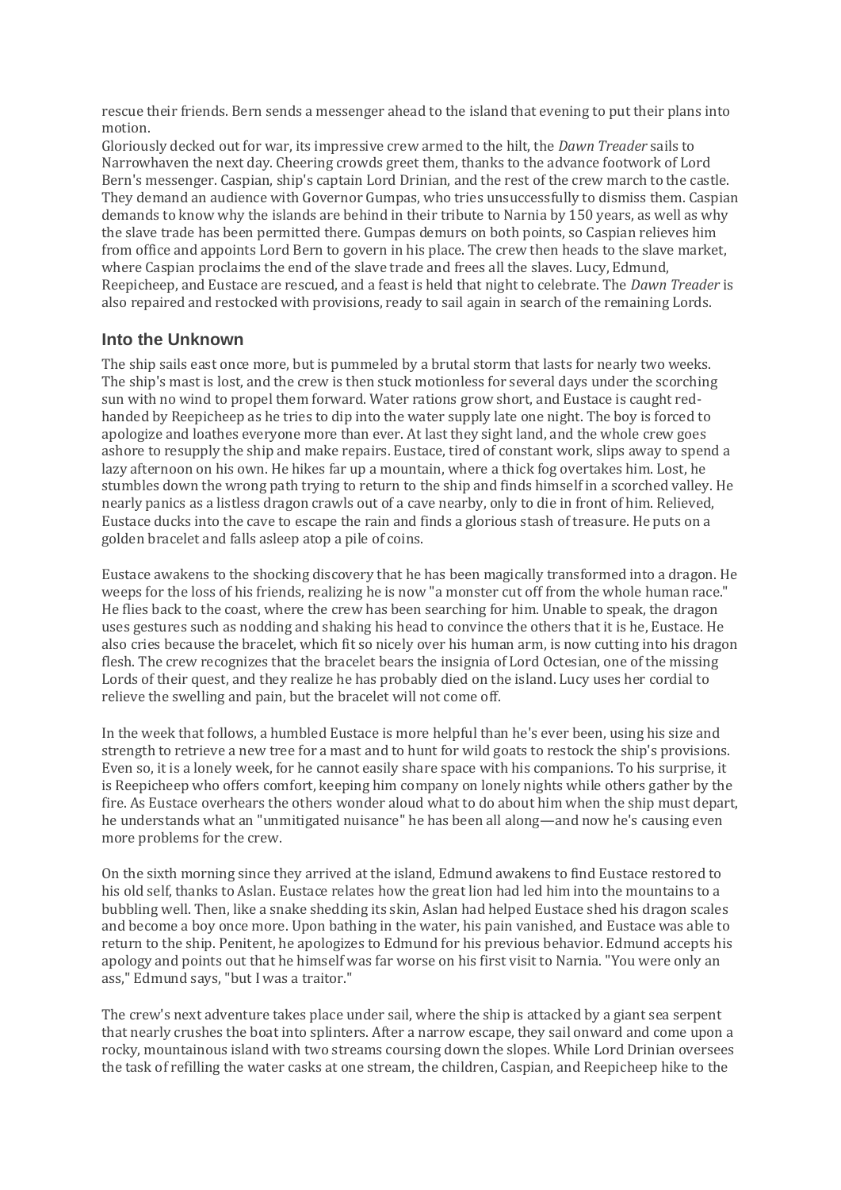rescue their friends. Bern sends a messenger ahead to the island that evening to put their plans into motion.

Gloriously decked out for war, its impressive crew armed to the hilt, the *Dawn Treader* sails to Narrowhaven the next day. Cheering crowds greet them, thanks to the advance footwork of Lord Bern's messenger. Caspian, ship's captain Lord Drinian, and the rest of the crew march to the castle. They demand an audience with Governor Gumpas, who tries unsuccessfully to dismiss them. Caspian demands to know why the islands are behind in their tribute to Narnia by 150 years, as well as why the slave trade has been permitted there. Gumpas demurs on both points, so Caspian relieves him from office and appoints Lord Bern to govern in his place. The crew then heads to the slave market, where Caspian proclaims the end of the slave trade and frees all the slaves. Lucy, Edmund, Reepicheep, and Eustace are rescued, and a feast is held that night to celebrate. The *Dawn Treader* is also repaired and restocked with provisions, ready to sail again in search of the remaining Lords.

## Into the Unknown

The ship sails east once more, but is pummeled by a brutal storm that lasts for nearly two weeks. The ship's mast is lost, and the crew is then stuck motionless for several days under the scorching sun with no wind to propel them forward. Water rations grow short, and Eustace is caught red-handed by Reepicheep as he tries to dip into the water supply late one night. The boy is forced to apologize and loathes everyone more than ever. At last they sight land, and the whole crew goes ashore to resupply the ship and make repairs. Eustace, tired of constant work, slips away to spend a lazy afternoon on his own. He hikes far up a mountain, where a thick fog overtakes him. Lost, he stumbles down the wrong path trying to return to the ship and finds himself in a scorched valley. He nearly panics as a listless dragon crawls out of a cave nearby, only to die in front of him. Relieved, Eustace ducks into the cave to escape the rain and finds a glorious stash of treasure. He puts on a golden bracelet and falls asleep atop a pile of coins.

Eustace awakens to the shocking discovery that he has been magically transformed into a dragon. He weeps for the loss of his friends, realizing he is now "a monster cut off from the whole human race." He flies back to the coast, where the crew has been searching for him. Unable to speak, the dragon uses gestures such as nodding and shaking his head to convince the others that it is he, Eustace. He also cries because the bracelet, which fit so nicely over his human arm, is now cutting into his dragon flesh. The crew recognizes that the bracelet bears the insignia of Lord Octesian, one of the missing Lords of their quest, and they realize he has probably died on the island. Lucy uses her cordial to relieve the swelling and pain, but the bracelet will not come off.

In the week that follows, a humbled Eustace is more helpful than he's ever been, using his size and strength to retrieve a new tree for a mast and to hunt for wild goats to restock the ship's provisions. Even so, it is a lonely week, for he cannot easily share space with his companions. To his surprise, it is Reepicheep who offers comfort, keeping him company on lonely nights while others gather by the fire. As Eustace overhears the others wonder aloud what to do about him when the ship must depart, he understands what an "unmitigated nuisance" he has been all along—and now he's causing even more problems for the crew.

On the sixth morning since they arrived at the island, Edmund awakens to find Eustace restored to his old self, thanks to Aslan. Eustace relates how the great lion had led him into the mountains to a bubbling well. Then, like a snake shedding its skin, Aslan had helped Eustace shed his dragon scales and become a boy once more. Upon bathing in the water, his pain vanished, and Eustace was able to return to the ship. Penitent, he apologizes to Edmund for his previous behavior. Edmund accepts his apology and points out that he himself was far worse on his first visit to Narnia. "You were only an ass," Edmund says, "but I was a traitor."

The crew's next adventure takes place under sail, where the ship is attacked by a giant sea serpent that nearly crushes the boat into splinters. After a narrow escape, they sail onward and come upon a rocky, mountainous island with two streams coursing down the slopes. While Lord Drinian oversees the task of refilling the water casks at one stream, the children, Caspian, and Reepicheep hike to the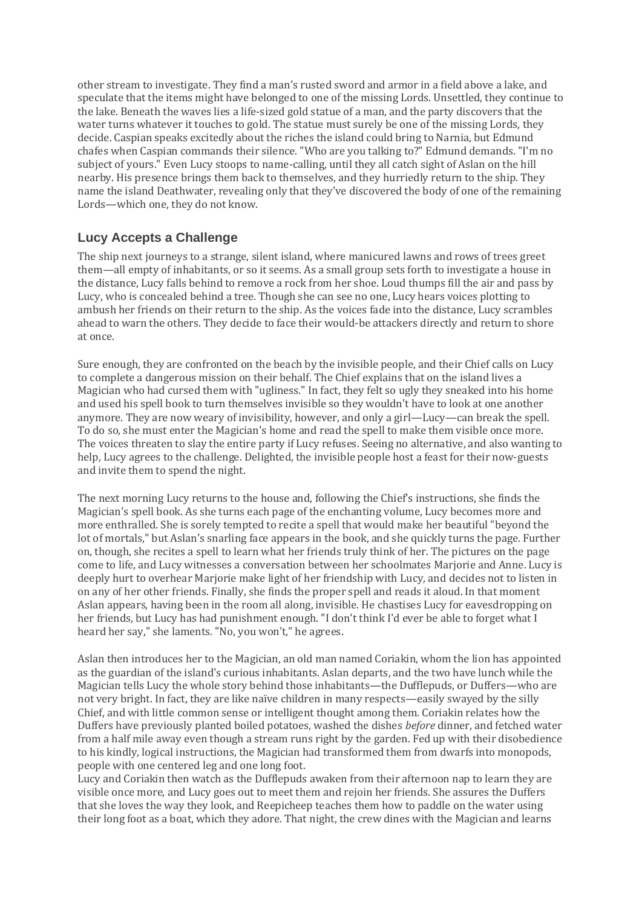other stream to investigate. They find a man's rusted sword and armor in a field above a lake, and speculate that the items might have belonged to one of the missing Lords. Unsettled, they continue to the lake. Beneath the waves lies a life-sized gold statue of a man, and the party discovers that the water turns whatever it touches to gold. The statue must surely be one of the missing Lords, they decide. Caspian speaks excitedly about the riches the island could bring to Narnia, but Edmund chafes when Caspian commands their silence. "Who are you talking to?" Edmund demands. "I'm no subject of yours." Even Lucy stoops to name-calling, until they all catch sight of Aslan on the hill nearby. His presence brings them back to themselves, and they hurriedly return to the ship. They name the island Deathwater, revealing only that they've discovered the body of one of the remaining Lords—which one, they do not know.

## Lucy Accepts a Challenge

The ship next journeys to a strange, silent island, where manicured lawns and rows of trees greet them—all empty of inhabitants, or so it seems. As a small group sets forth to investigate a house in the distance, Lucy falls behind to remove a rock from her shoe. Loud thumps fill the air and pass by Lucy, who is concealed behind a tree. Though she can see no one, Lucy hears voices plotting to ambush her friends on their return to the ship. As the voices fade into the distance, Lucy scrambles ahead to warn the others. They decide to face their would-be attackers directly and return to shore at once.

Sure enough, they are confronted on the beach by the invisible people, and their Chief calls on Lucy to complete a dangerous mission on their behalf. The Chief explains that on the island lives a Magician who had cursed them with "ugliness." In fact, they felt so ugly they sneaked into his home and used his spell book to turn themselves invisible so they wouldn't have to look at one another anymore. They are now weary of invisibility, however, and only a girl—Lucy—can break the spell. To do so, she must enter the Magician's home and read the spell to make them visible once more. The voices threaten to slay the entire party if Lucy refuses. Seeing no alternative, and also wanting to help, Lucy agrees to the challenge. Delighted, the invisible people host a feast for their now-guests and invite them to spend the night.

The next morning Lucy returns to the house and, following the Chief's instructions, she finds the Magician's spell book. As she turns each page of the enchanting volume, Lucy becomes more and more enthralled. She is sorely tempted to recite a spell that would make her beautiful "beyond the lot of mortals," but Aslan's snarling face appears in the book, and she quickly turns the page. Further on, though, she recites a spell to learn what her friends truly think of her. The pictures on the page come to life, and Lucy witnesses a conversation between her schoolmates Marjorie and Anne. Lucy is deeply hurt to overhear Marjorie make light of her friendship with Lucy, and decides not to listen in on any of her other friends. Finally, she finds the proper spell and reads it aloud. In that moment Aslan appears, having been in the room all along, invisible. He chastises Lucy for eavesdropping on her friends, but Lucy has had punishment enough. "I don't think I'd ever be able to forget what I heard her say," she laments. "No, you won't," he agrees.

Aslan then introduces her to the Magician, an old man named Coriakin, whom the lion has appointed as the guardian of the island's curious inhabitants. Aslan departs, and the two have lunch while the Magician tells Lucy the whole story behind those inhabitants—the Dufflepuds, or Duffers—who are not very bright. In fact, they are like naïve children in many respects—easily swayed by the silly Chief, and with little common sense or intelligent thought among them. Coriakin relates how the Duffers have previously planted boiled potatoes, washed the dishes *before* dinner, and fetched water from a half mile away even though a stream runs right by the garden. Fed up with their disobedience to his kindly, logical instructions, the Magician had transformed them from dwarfs into monopods, people with one centered leg and one long foot.

Lucy and Coriakin then watch as the Dufflepuds awaken from their afternoon nap to learn they are visible once more, and Lucy goes out to meet them and rejoin her friends. She assures the Duffers that she loves the way they look, and Reepicheep teaches them how to paddle on the water using their long foot as a boat, which they adore. That night, the crew dines with the Magician and learns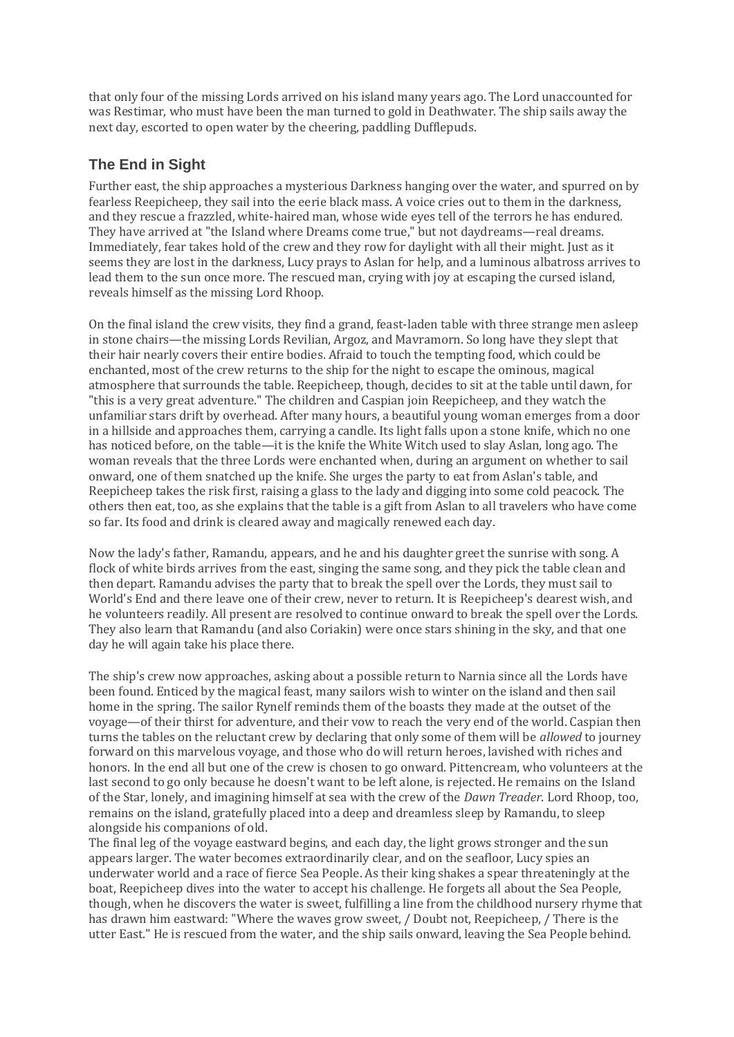that only four of the missing Lords arrived on his island many years ago. The Lord unaccounted for was Restimar, who must have been the man turned to gold in Deathwater. The ship sails away the next day, escorted to open water by the cheering, paddling Dufflepuds.

## The End in Sight

Further east, the ship approaches a mysterious Darkness hanging over the water, and spurred on by fearless Reepicheep, they sail into the eerie black mass. A voice cries out to them in the darkness, and they rescue a frazzled, white-haired man, whose wide eyes tell of the terrors he has endured. They have arrived at "the Island where Dreams come true," but not daydreams—real dreams. Immediately, fear takes hold of the crew and they row for daylight with all their might. Just as it seems they are lost in the darkness, Lucy prays to Aslan for help, and a luminous albatross arrives to lead them to the sun once more. The rescued man, crying with joy at escaping the cursed island, reveals himself as the missing Lord Rhoop.

On the final island the crew visits, they find a grand, feast-laden table with three strange men asleep in stone chairs—the missing Lords Revilian, Argoz, and Mavramorn. So long have they slept that their hair nearly covers their entire bodies. Afraid to touch the tempting food, which could be enchanted, most of the crew returns to the ship for the night to escape the ominous, magical atmosphere that surrounds the table. Reepicheep, though, decides to sit at the table until dawn, for "this is a very great adventure." The children and Caspian join Reepicheep, and they watch the unfamiliar stars drift by overhead. After many hours, a beautiful young woman emerges from a door in a hillside and approaches them, carrying a candle. Its light falls upon a stone knife, which no one has noticed before, on the table—it is the knife the White Witch used to slay Aslan, long ago. The woman reveals that the three Lords were enchanted when, during an argument on whether to sail onward, one of them snatched up the knife. She urges the party to eat from Aslan's table, and Reepicheep takes the risk first, raising a glass to the lady and digging into some cold peacock. The others then eat, too, as she explains that the table is a gift from Aslan to all travelers who have come so far. Its food and drink is cleared away and magically renewed each day.

Now the lady's father, Ramandu, appears, and he and his daughter greet the sunrise with song. A flock of white birds arrives from the east, singing the same song, and they pick the table clean and then depart. Ramandu advises the party that to break the spell over the Lords, they must sail to World's End and there leave one of their crew, never to return. It is Reepicheep's dearest wish, and he volunteers readily. All present are resolved to continue onward to break the spell over the Lords. They also learn that Ramandu (and also Coriakin) were once stars shining in the sky, and that one day he will again take his place there.

The ship's crew now approaches, asking about a possible return to Narnia since all the Lords have been found. Enticed by the magical feast, many sailors wish to winter on the island and then sail home in the spring. The sailor Rynelf reminds them of the boasts they made at the outset of the voyage—of their thirst for adventure, and their vow to reach the very end of the world. Caspian then turns the tables on the reluctant crew by declaring that only some of them will be *allowed* to journey forward on this marvelous voyage, and those who do will return heroes, lavished with riches and honors. In the end all but one of the crew is chosen to go onward. Pittencream, who volunteers at the last second to go only because he doesn't want to be left alone, is rejected. He remains on the Island of the Star, lonely, and imagining himself at sea with the crew of the *Dawn Treader*. Lord Rhoop, too, remains on the island, gratefully placed into a deep and dreamless sleep by Ramandu, to sleep alongside his companions of old.

The final leg of the voyage eastward begins, and each day, the light grows stronger and the sun appears larger. The water becomes extraordinarily clear, and on the seafloor, Lucy spies an underwater world and a race of fierce Sea People. As their king shakes a spear threateningly at the boat, Reepicheep dives into the water to accept his challenge. He forgets all about the Sea People, though, when he discovers the water is sweet, fulfilling a line from the childhood nursery rhyme that has drawn him eastward: "Where the waves grow sweet, / Doubt not, Reepicheep, / There is the utter East." He is rescued from the water, and the ship sails onward, leaving the Sea People behind.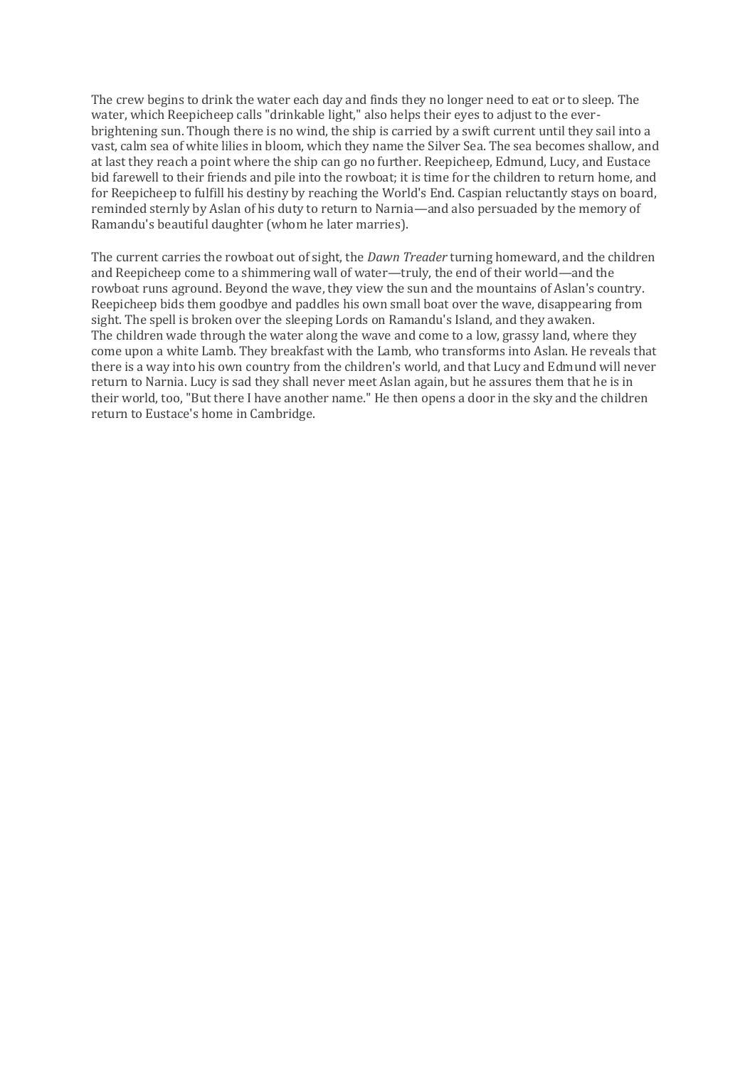The crew begins to drink the water each day and finds they no longer need to eat or to sleep. The water, which Reepicheep calls "drinkable light," also helps their eyes to adjust to the ever-brightening sun. Though there is no wind, the ship is carried by a swift current until they sail into a vast, calm sea of white lilies in bloom, which they name the Silver Sea. The sea becomes shallow, and at last they reach a point where the ship can go no further. Reepicheep, Edmund, Lucy, and Eustace bid farewell to their friends and pile into the rowboat; it is time for the children to return home, and for Reepicheep to fulfill his destiny by reaching the World's End. Caspian reluctantly stays on board, reminded sternly by Aslan of his duty to return to Narnia—and also persuaded by the memory of Ramandu's beautiful daughter (whom he later marries).

The current carries the rowboat out of sight, the *Dawn Treader* turning homeward, and the children and Reepicheep come to a shimmering wall of water—truly, the end of their world—and the rowboat runs aground. Beyond the wave, they view the sun and the mountains of Aslan's country. Reepicheep bids them goodbye and paddles his own small boat over the wave, disappearing from sight. The spell is broken over the sleeping Lords on Ramandu's Island, and they awaken.
The children wade through the water along the wave and come to a low, grassy land, where they come upon a white Lamb. They breakfast with the Lamb, who transforms into Aslan. He reveals that there is a way into his own country from the children's world, and that Lucy and Edmund will never return to Narnia. Lucy is sad they shall never meet Aslan again, but he assures them that he is in their world, too, "But there I have another name." He then opens a door in the sky and the children return to Eustace's home in Cambridge.